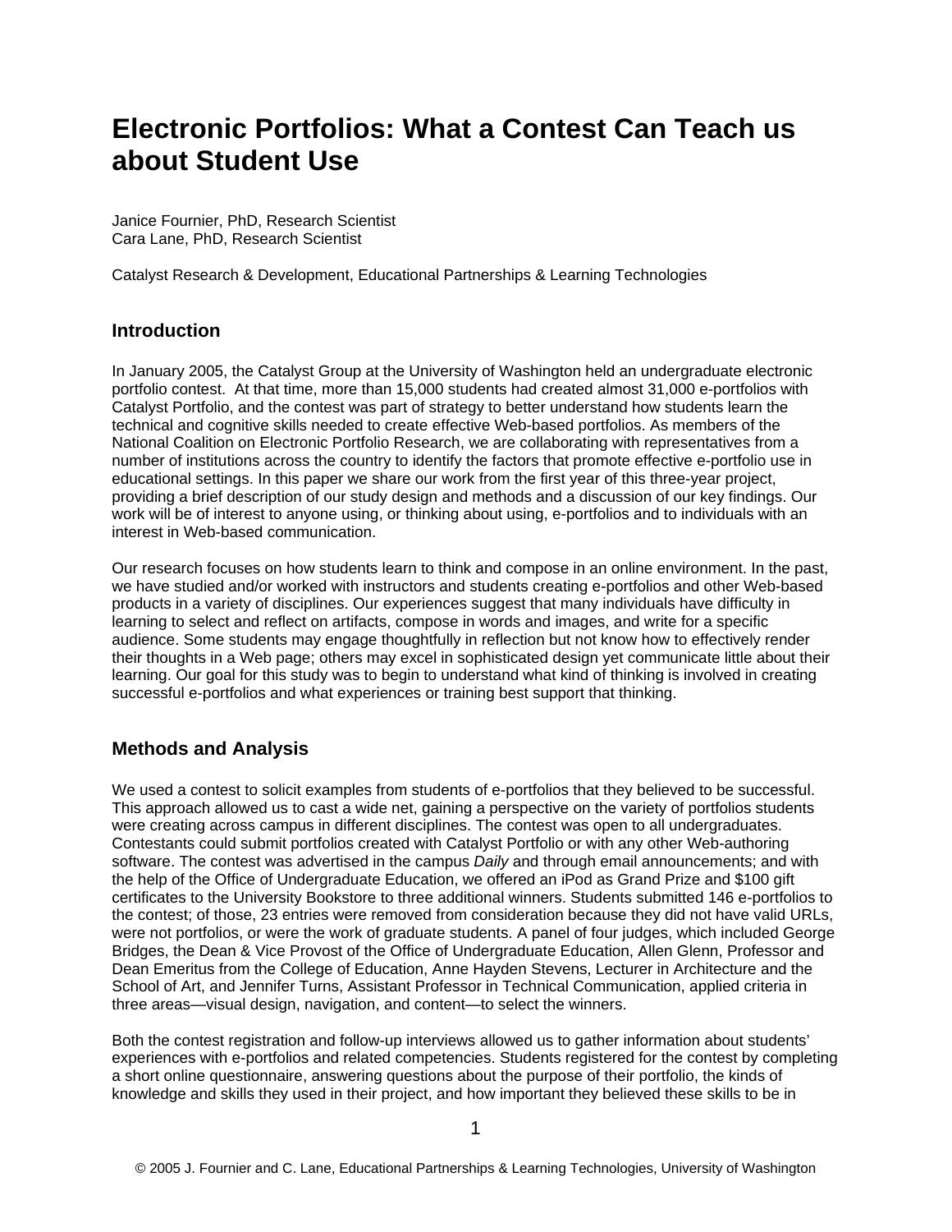# Electronic Portfolios: What a Contest Can Teach us about Student Use

Janice Fournier, PhD, Research Scientist
Cara Lane, PhD, Research Scientist

Catalyst Research & Development, Educational Partnerships & Learning Technologies

## Introduction

In January 2005, the Catalyst Group at the University of Washington held an undergraduate electronic portfolio contest. At that time, more than 15,000 students had created almost 31,000 e-portfolios with Catalyst Portfolio, and the contest was part of strategy to better understand how students learn the technical and cognitive skills needed to create effective Web-based portfolios. As members of the National Coalition on Electronic Portfolio Research, we are collaborating with representatives from a number of institutions across the country to identify the factors that promote effective e-portfolio use in educational settings. In this paper we share our work from the first year of this three-year project, providing a brief description of our study design and methods and a discussion of our key findings. Our work will be of interest to anyone using, or thinking about using, e-portfolios and to individuals with an interest in Web-based communication.

Our research focuses on how students learn to think and compose in an online environment. In the past, we have studied and/or worked with instructors and students creating e-portfolios and other Web-based products in a variety of disciplines. Our experiences suggest that many individuals have difficulty in learning to select and reflect on artifacts, compose in words and images, and write for a specific audience. Some students may engage thoughtfully in reflection but not know how to effectively render their thoughts in a Web page; others may excel in sophisticated design yet communicate little about their learning. Our goal for this study was to begin to understand what kind of thinking is involved in creating successful e-portfolios and what experiences or training best support that thinking.

## Methods and Analysis

We used a contest to solicit examples from students of e-portfolios that they believed to be successful. This approach allowed us to cast a wide net, gaining a perspective on the variety of portfolios students were creating across campus in different disciplines. The contest was open to all undergraduates. Contestants could submit portfolios created with Catalyst Portfolio or with any other Web-authoring software. The contest was advertised in the campus *Daily* and through email announcements; and with the help of the Office of Undergraduate Education, we offered an iPod as Grand Prize and $100 gift certificates to the University Bookstore to three additional winners. Students submitted 146 e-portfolios to the contest; of those, 23 entries were removed from consideration because they did not have valid URLs, were not portfolios, or were the work of graduate students. A panel of four judges, which included George Bridges, the Dean & Vice Provost of the Office of Undergraduate Education, Allen Glenn, Professor and Dean Emeritus from the College of Education, Anne Hayden Stevens, Lecturer in Architecture and the School of Art, and Jennifer Turns, Assistant Professor in Technical Communication, applied criteria in three areas—visual design, navigation, and content—to select the winners.

Both the contest registration and follow-up interviews allowed us to gather information about students' experiences with e-portfolios and related competencies. Students registered for the contest by completing a short online questionnaire, answering questions about the purpose of their portfolio, the kinds of knowledge and skills they used in their project, and how important they believed these skills to be in

© 2005 J. Fournier and C. Lane, Educational Partnerships & Learning Technologies, University of Washington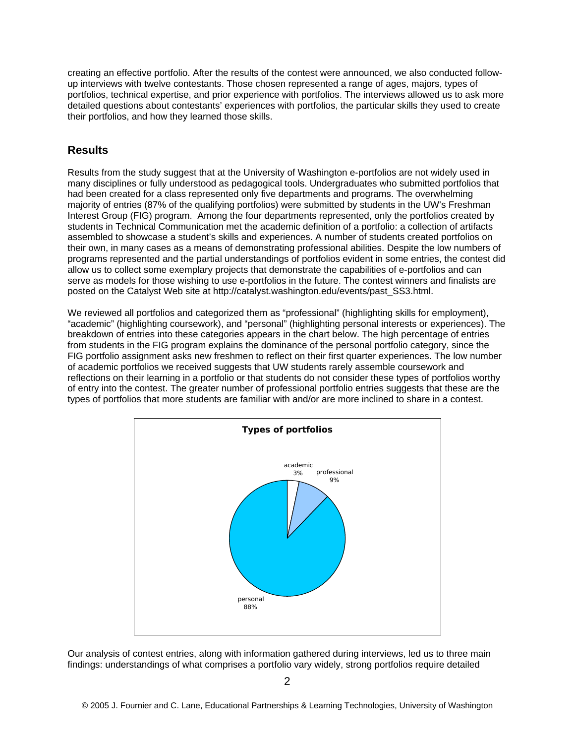creating an effective portfolio. After the results of the contest were announced, we also conducted follow-up interviews with twelve contestants. Those chosen represented a range of ages, majors, types of portfolios, technical expertise, and prior experience with portfolios. The interviews allowed us to ask more detailed questions about contestants' experiences with portfolios, the particular skills they used to create their portfolios, and how they learned those skills.

## Results

Results from the study suggest that at the University of Washington e-portfolios are not widely used in many disciplines or fully understood as pedagogical tools. Undergraduates who submitted portfolios that had been created for a class represented only five departments and programs. The overwhelming majority of entries (87% of the qualifying portfolios) were submitted by students in the UW's Freshman Interest Group (FIG) program. Among the four departments represented, only the portfolios created by students in Technical Communication met the academic definition of a portfolio: a collection of artifacts assembled to showcase a student's skills and experiences. A number of students created portfolios on their own, in many cases as a means of demonstrating professional abilities. Despite the low numbers of programs represented and the partial understandings of portfolios evident in some entries, the contest did allow us to collect some exemplary projects that demonstrate the capabilities of e-portfolios and can serve as models for those wishing to use e-portfolios in the future. The contest winners and finalists are posted on the Catalyst Web site at http://catalyst.washington.edu/events/past_SS3.html.

We reviewed all portfolios and categorized them as "professional" (highlighting skills for employment), "academic" (highlighting coursework), and "personal" (highlighting personal interests or experiences). The breakdown of entries into these categories appears in the chart below. The high percentage of entries from students in the FIG program explains the dominance of the personal portfolio category, since the FIG portfolio assignment asks new freshmen to reflect on their first quarter experiences. The low number of academic portfolios we received suggests that UW students rarely assemble coursework and reflections on their learning in a portfolio or that students do not consider these types of portfolios worthy of entry into the contest. The greater number of professional portfolio entries suggests that these are the types of portfolios that more students are familiar with and/or are more inclined to share in a contest.

**Types of portfolios**

| Type | Percentage |
|---|---|
| academic | 3% |
| professional | 9% |
| personal | 88% |

Our analysis of contest entries, along with information gathered during interviews, led us to three main findings: understandings of what comprises a portfolio vary widely, strong portfolios require detailed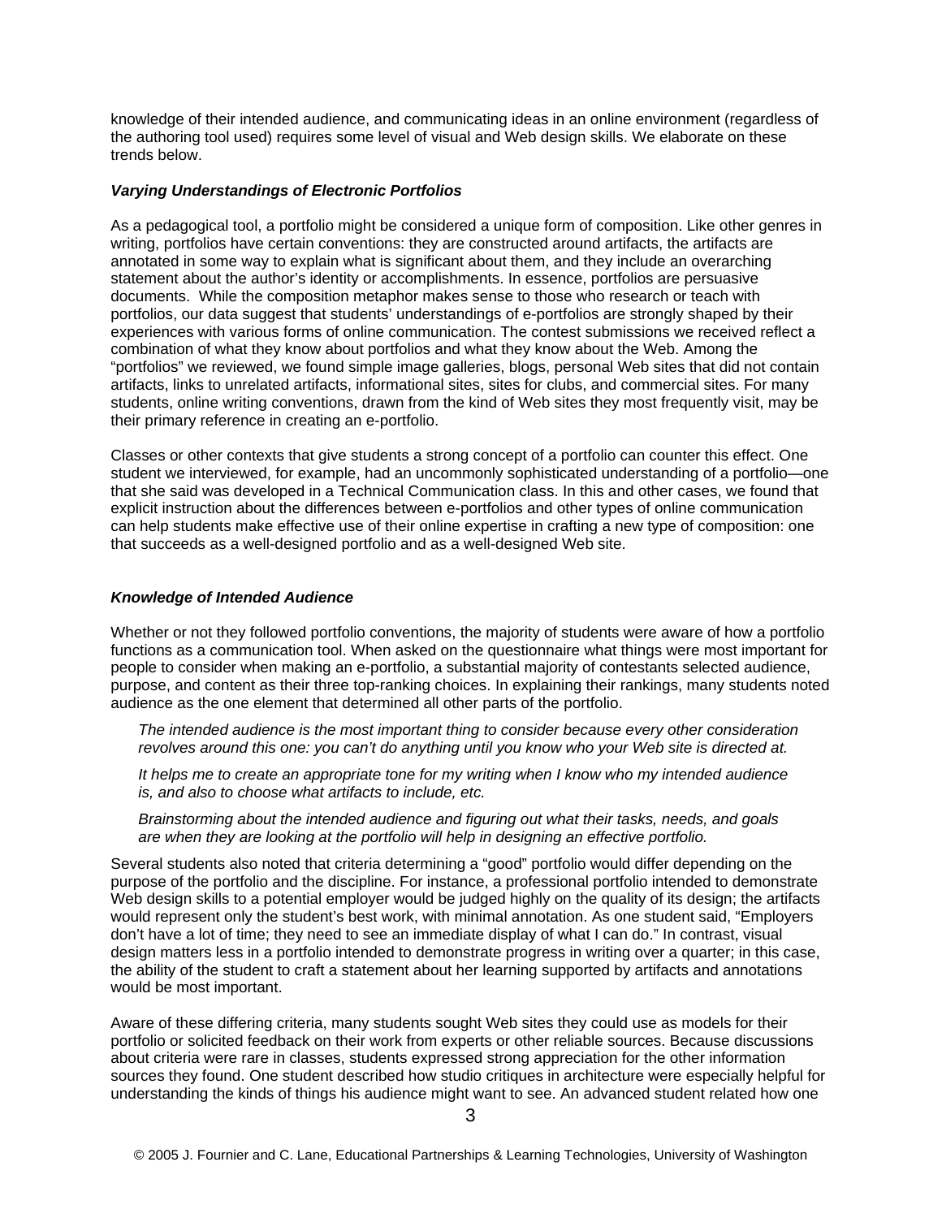knowledge of their intended audience, and communicating ideas in an online environment (regardless of the authoring tool used) requires some level of visual and Web design skills. We elaborate on these trends below.

### *Varying Understandings of Electronic Portfolios*

As a pedagogical tool, a portfolio might be considered a unique form of composition. Like other genres in writing, portfolios have certain conventions: they are constructed around artifacts, the artifacts are annotated in some way to explain what is significant about them, and they include an overarching statement about the author's identity or accomplishments. In essence, portfolios are persuasive documents. While the composition metaphor makes sense to those who research or teach with portfolios, our data suggest that students' understandings of e-portfolios are strongly shaped by their experiences with various forms of online communication. The contest submissions we received reflect a combination of what they know about portfolios and what they know about the Web. Among the "portfolios" we reviewed, we found simple image galleries, blogs, personal Web sites that did not contain artifacts, links to unrelated artifacts, informational sites, sites for clubs, and commercial sites. For many students, online writing conventions, drawn from the kind of Web sites they most frequently visit, may be their primary reference in creating an e-portfolio.

Classes or other contexts that give students a strong concept of a portfolio can counter this effect. One student we interviewed, for example, had an uncommonly sophisticated understanding of a portfolio—one that she said was developed in a Technical Communication class. In this and other cases, we found that explicit instruction about the differences between e-portfolios and other types of online communication can help students make effective use of their online expertise in crafting a new type of composition: one that succeeds as a well-designed portfolio and as a well-designed Web site.

### *Knowledge of Intended Audience*

Whether or not they followed portfolio conventions, the majority of students were aware of how a portfolio functions as a communication tool. When asked on the questionnaire what things were most important for people to consider when making an e-portfolio, a substantial majority of contestants selected audience, purpose, and content as their three top-ranking choices. In explaining their rankings, many students noted audience as the one element that determined all other parts of the portfolio.

> *The intended audience is the most important thing to consider because every other consideration revolves around this one: you can't do anything until you know who your Web site is directed at.*
>
> *It helps me to create an appropriate tone for my writing when I know who my intended audience is, and also to choose what artifacts to include, etc.*
>
> *Brainstorming about the intended audience and figuring out what their tasks, needs, and goals are when they are looking at the portfolio will help in designing an effective portfolio.*

Several students also noted that criteria determining a "good" portfolio would differ depending on the purpose of the portfolio and the discipline. For instance, a professional portfolio intended to demonstrate Web design skills to a potential employer would be judged highly on the quality of its design; the artifacts would represent only the student's best work, with minimal annotation. As one student said, "Employers don't have a lot of time; they need to see an immediate display of what I can do." In contrast, visual design matters less in a portfolio intended to demonstrate progress in writing over a quarter; in this case, the ability of the student to craft a statement about her learning supported by artifacts and annotations would be most important.

Aware of these differing criteria, many students sought Web sites they could use as models for their portfolio or solicited feedback on their work from experts or other reliable sources. Because discussions about criteria were rare in classes, students expressed strong appreciation for the other information sources they found. One student described how studio critiques in architecture were especially helpful for understanding the kinds of things his audience might want to see. An advanced student related how one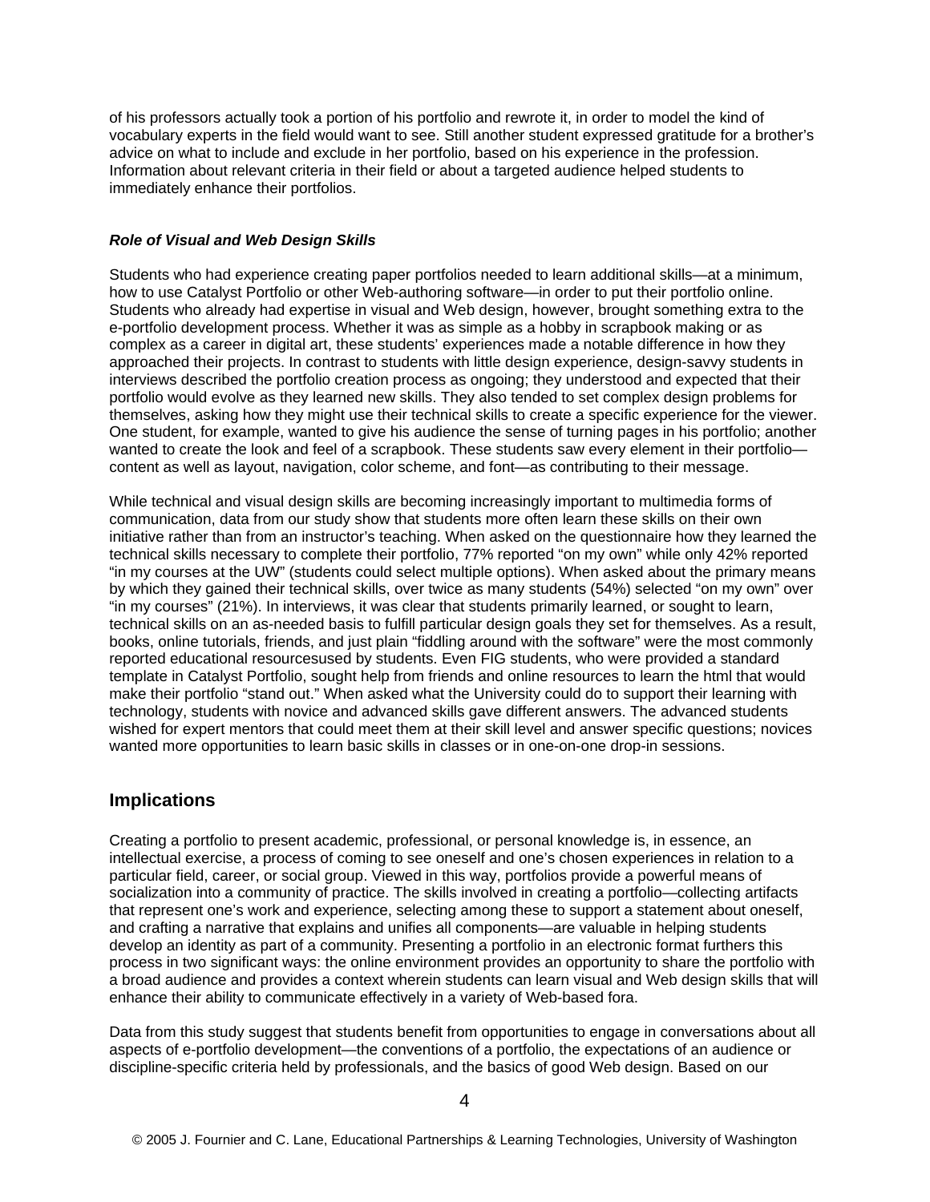of his professors actually took a portion of his portfolio and rewrote it, in order to model the kind of vocabulary experts in the field would want to see. Still another student expressed gratitude for a brother's advice on what to include and exclude in her portfolio, based on his experience in the profession. Information about relevant criteria in their field or about a targeted audience helped students to immediately enhance their portfolios.

#### *Role of Visual and Web Design Skills*

Students who had experience creating paper portfolios needed to learn additional skills—at a minimum, how to use Catalyst Portfolio or other Web-authoring software—in order to put their portfolio online. Students who already had expertise in visual and Web design, however, brought something extra to the e-portfolio development process. Whether it was as simple as a hobby in scrapbook making or as complex as a career in digital art, these students' experiences made a notable difference in how they approached their projects. In contrast to students with little design experience, design-savvy students in interviews described the portfolio creation process as ongoing; they understood and expected that their portfolio would evolve as they learned new skills. They also tended to set complex design problems for themselves, asking how they might use their technical skills to create a specific experience for the viewer. One student, for example, wanted to give his audience the sense of turning pages in his portfolio; another wanted to create the look and feel of a scrapbook. These students saw every element in their portfolio—content as well as layout, navigation, color scheme, and font—as contributing to their message.

While technical and visual design skills are becoming increasingly important to multimedia forms of communication, data from our study show that students more often learn these skills on their own initiative rather than from an instructor's teaching. When asked on the questionnaire how they learned the technical skills necessary to complete their portfolio, 77% reported "on my own" while only 42% reported "in my courses at the UW" (students could select multiple options). When asked about the primary means by which they gained their technical skills, over twice as many students (54%) selected "on my own" over "in my courses" (21%). In interviews, it was clear that students primarily learned, or sought to learn, technical skills on an as-needed basis to fulfill particular design goals they set for themselves. As a result, books, online tutorials, friends, and just plain "fiddling around with the software" were the most commonly reported educational resourcesused by students. Even FIG students, who were provided a standard template in Catalyst Portfolio, sought help from friends and online resources to learn the html that would make their portfolio "stand out." When asked what the University could do to support their learning with technology, students with novice and advanced skills gave different answers. The advanced students wished for expert mentors that could meet them at their skill level and answer specific questions; novices wanted more opportunities to learn basic skills in classes or in one-on-one drop-in sessions.

## Implications

Creating a portfolio to present academic, professional, or personal knowledge is, in essence, an intellectual exercise, a process of coming to see oneself and one's chosen experiences in relation to a particular field, career, or social group. Viewed in this way, portfolios provide a powerful means of socialization into a community of practice. The skills involved in creating a portfolio—collecting artifacts that represent one's work and experience, selecting among these to support a statement about oneself, and crafting a narrative that explains and unifies all components—are valuable in helping students develop an identity as part of a community. Presenting a portfolio in an electronic format furthers this process in two significant ways: the online environment provides an opportunity to share the portfolio with a broad audience and provides a context wherein students can learn visual and Web design skills that will enhance their ability to communicate effectively in a variety of Web-based fora.

Data from this study suggest that students benefit from opportunities to engage in conversations about all aspects of e-portfolio development—the conventions of a portfolio, the expectations of an audience or discipline-specific criteria held by professionals, and the basics of good Web design. Based on our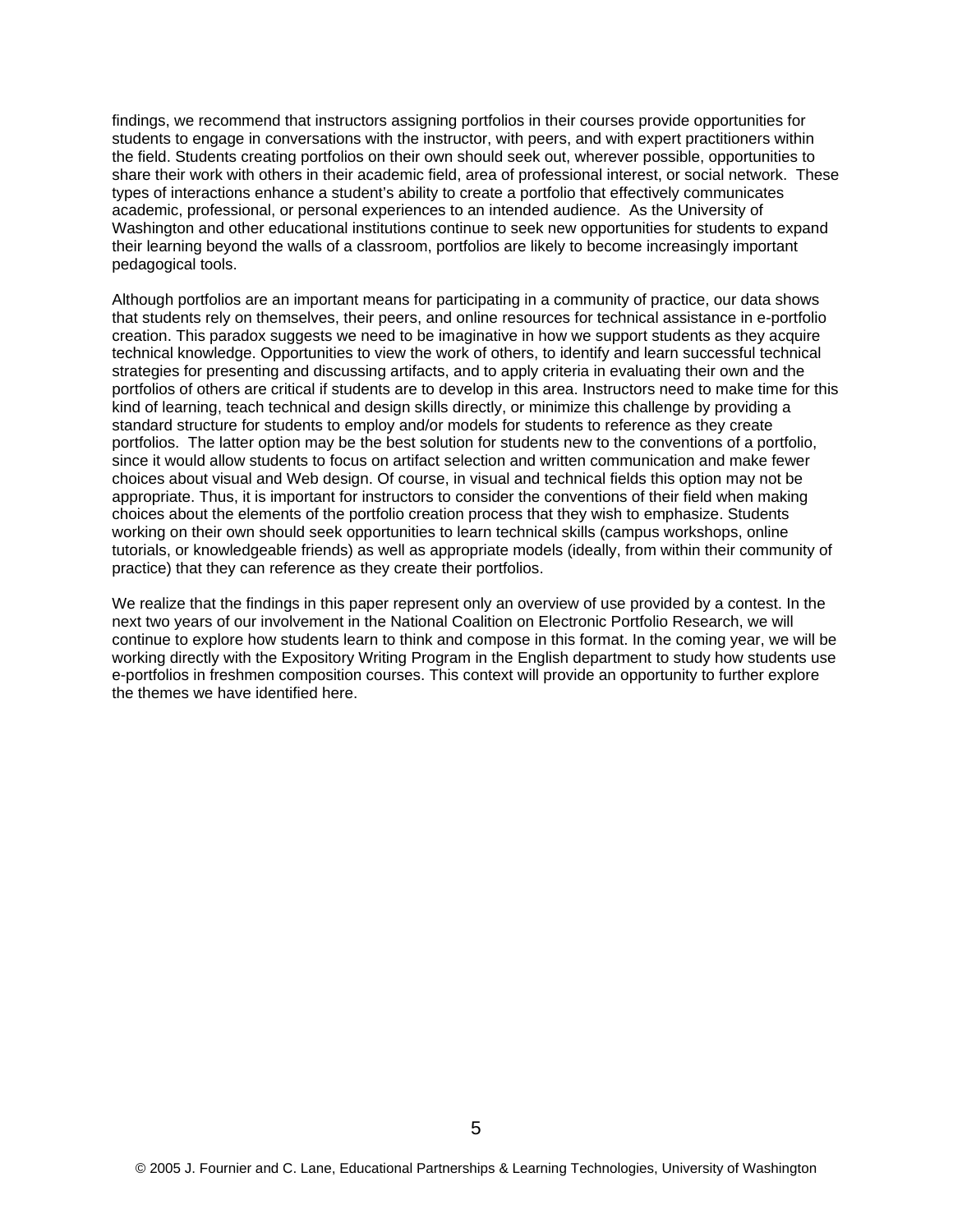findings, we recommend that instructors assigning portfolios in their courses provide opportunities for students to engage in conversations with the instructor, with peers, and with expert practitioners within the field. Students creating portfolios on their own should seek out, wherever possible, opportunities to share their work with others in their academic field, area of professional interest, or social network. These types of interactions enhance a student's ability to create a portfolio that effectively communicates academic, professional, or personal experiences to an intended audience. As the University of Washington and other educational institutions continue to seek new opportunities for students to expand their learning beyond the walls of a classroom, portfolios are likely to become increasingly important pedagogical tools.

Although portfolios are an important means for participating in a community of practice, our data shows that students rely on themselves, their peers, and online resources for technical assistance in e-portfolio creation. This paradox suggests we need to be imaginative in how we support students as they acquire technical knowledge. Opportunities to view the work of others, to identify and learn successful technical strategies for presenting and discussing artifacts, and to apply criteria in evaluating their own and the portfolios of others are critical if students are to develop in this area. Instructors need to make time for this kind of learning, teach technical and design skills directly, or minimize this challenge by providing a standard structure for students to employ and/or models for students to reference as they create portfolios. The latter option may be the best solution for students new to the conventions of a portfolio, since it would allow students to focus on artifact selection and written communication and make fewer choices about visual and Web design. Of course, in visual and technical fields this option may not be appropriate. Thus, it is important for instructors to consider the conventions of their field when making choices about the elements of the portfolio creation process that they wish to emphasize. Students working on their own should seek opportunities to learn technical skills (campus workshops, online tutorials, or knowledgeable friends) as well as appropriate models (ideally, from within their community of practice) that they can reference as they create their portfolios.

We realize that the findings in this paper represent only an overview of use provided by a contest. In the next two years of our involvement in the National Coalition on Electronic Portfolio Research, we will continue to explore how students learn to think and compose in this format. In the coming year, we will be working directly with the Expository Writing Program in the English department to study how students use e-portfolios in freshmen composition courses. This context will provide an opportunity to further explore the themes we have identified here.

© 2005 J. Fournier and C. Lane, Educational Partnerships & Learning Technologies, University of Washington